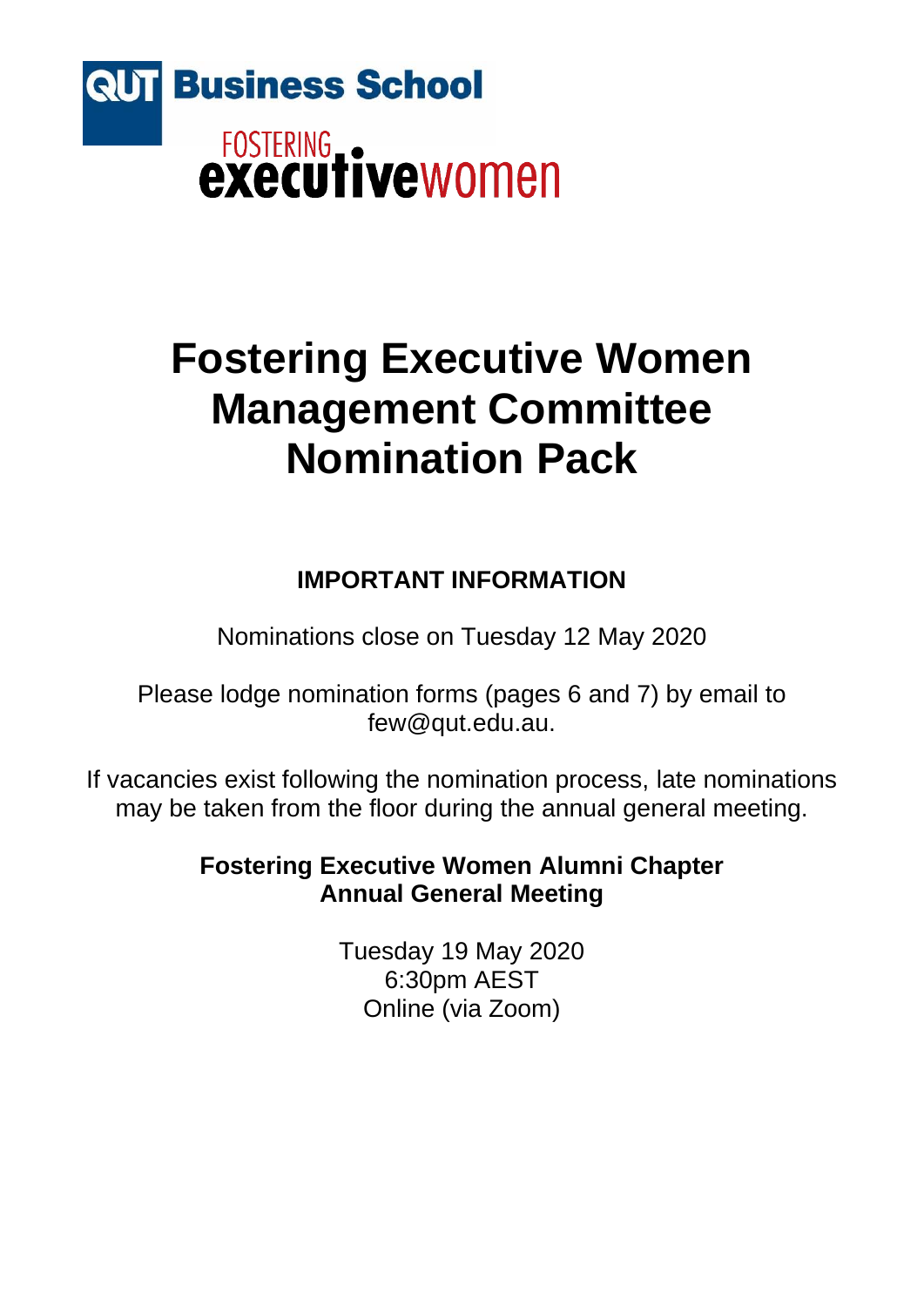QUT Business School

FOSTERING executivewomen

# Fostering Executive Women Management Committee Nomination Pack

**IMPORTANT INFORMATION**

Nominations close on Tuesday 12 May 2020

Please lodge nomination forms (pages 6 and 7) by email to few@qut.edu.au.

If vacancies exist following the nomination process, late nominations may be taken from the floor during the annual general meeting.

**Fostering Executive Women Alumni Chapter Annual General Meeting**

Tuesday 19 May 2020
6:30pm AEST
Online (via Zoom)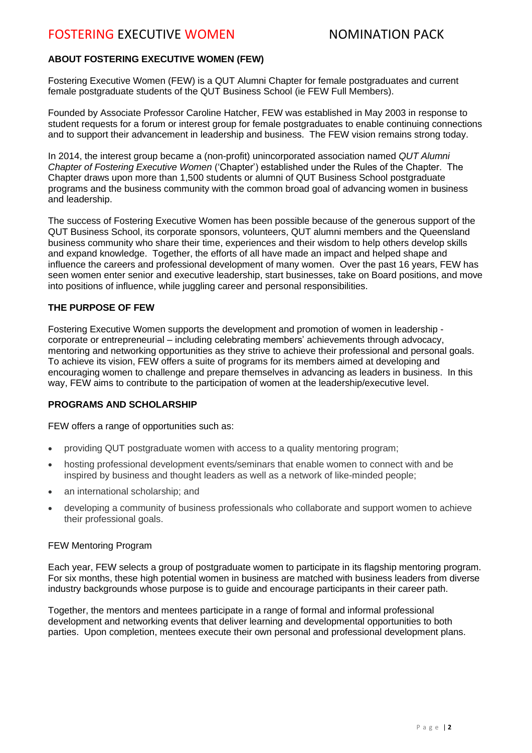## ABOUT FOSTERING EXECUTIVE WOMEN (FEW)

Fostering Executive Women (FEW) is a QUT Alumni Chapter for female postgraduates and current female postgraduate students of the QUT Business School (ie FEW Full Members).

Founded by Associate Professor Caroline Hatcher, FEW was established in May 2003 in response to student requests for a forum or interest group for female postgraduates to enable continuing connections and to support their advancement in leadership and business. The FEW vision remains strong today.

In 2014, the interest group became a (non-profit) unincorporated association named *QUT Alumni Chapter of Fostering Executive Women* ('Chapter') established under the Rules of the Chapter. The Chapter draws upon more than 1,500 students or alumni of QUT Business School postgraduate programs and the business community with the common broad goal of advancing women in business and leadership.

The success of Fostering Executive Women has been possible because of the generous support of the QUT Business School, its corporate sponsors, volunteers, QUT alumni members and the Queensland business community who share their time, experiences and their wisdom to help others develop skills and expand knowledge. Together, the efforts of all have made an impact and helped shape and influence the careers and professional development of many women. Over the past 16 years, FEW has seen women enter senior and executive leadership, start businesses, take on Board positions, and move into positions of influence, while juggling career and personal responsibilities.

## THE PURPOSE OF FEW

Fostering Executive Women supports the development and promotion of women in leadership - corporate or entrepreneurial – including celebrating members' achievements through advocacy, mentoring and networking opportunities as they strive to achieve their professional and personal goals. To achieve its vision, FEW offers a suite of programs for its members aimed at developing and encouraging women to challenge and prepare themselves in advancing as leaders in business. In this way, FEW aims to contribute to the participation of women at the leadership/executive level.

## PROGRAMS AND SCHOLARSHIP

FEW offers a range of opportunities such as:

- providing QUT postgraduate women with access to a quality mentoring program;
- hosting professional development events/seminars that enable women to connect with and be inspired by business and thought leaders as well as a network of like-minded people;
- an international scholarship; and
- developing a community of business professionals who collaborate and support women to achieve their professional goals.

### FEW Mentoring Program

Each year, FEW selects a group of postgraduate women to participate in its flagship mentoring program. For six months, these high potential women in business are matched with business leaders from diverse industry backgrounds whose purpose is to guide and encourage participants in their career path.

Together, the mentors and mentees participate in a range of formal and informal professional development and networking events that deliver learning and developmental opportunities to both parties. Upon completion, mentees execute their own personal and professional development plans.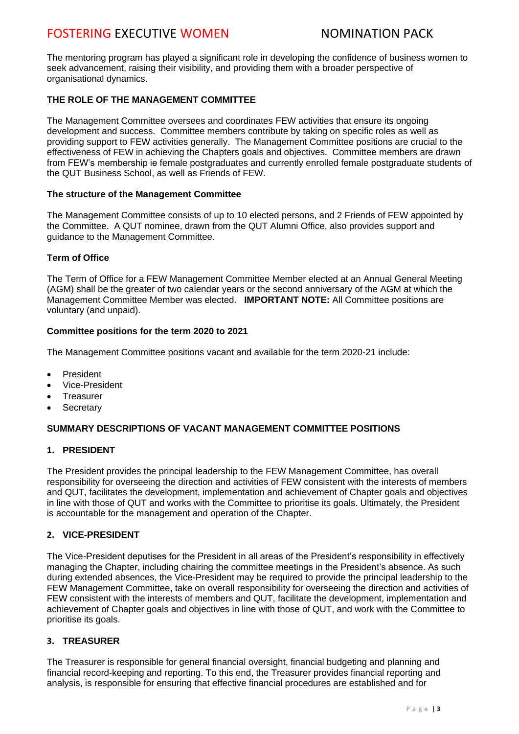The mentoring program has played a significant role in developing the confidence of business women to seek advancement, raising their visibility, and providing them with a broader perspective of organisational dynamics.

## THE ROLE OF THE MANAGEMENT COMMITTEE

The Management Committee oversees and coordinates FEW activities that ensure its ongoing development and success. Committee members contribute by taking on specific roles as well as providing support to FEW activities generally. The Management Committee positions are crucial to the effectiveness of FEW in achieving the Chapters goals and objectives. Committee members are drawn from FEW's membership ie female postgraduates and currently enrolled female postgraduate students of the QUT Business School, as well as Friends of FEW.

### The structure of the Management Committee

The Management Committee consists of up to 10 elected persons, and 2 Friends of FEW appointed by the Committee. A QUT nominee, drawn from the QUT Alumni Office, also provides support and guidance to the Management Committee.

### Term of Office

The Term of Office for a FEW Management Committee Member elected at an Annual General Meeting (AGM) shall be the greater of two calendar years or the second anniversary of the AGM at which the Management Committee Member was elected. **IMPORTANT NOTE:** All Committee positions are voluntary (and unpaid).

### Committee positions for the term 2020 to 2021

The Management Committee positions vacant and available for the term 2020-21 include:

- President
- Vice-President
- Treasurer
- Secretary

## SUMMARY DESCRIPTIONS OF VACANT MANAGEMENT COMMITTEE POSITIONS

### 1. PRESIDENT

The President provides the principal leadership to the FEW Management Committee, has overall responsibility for overseeing the direction and activities of FEW consistent with the interests of members and QUT, facilitates the development, implementation and achievement of Chapter goals and objectives in line with those of QUT and works with the Committee to prioritise its goals. Ultimately, the President is accountable for the management and operation of the Chapter.

### 2. VICE-PRESIDENT

The Vice-President deputises for the President in all areas of the President's responsibility in effectively managing the Chapter, including chairing the committee meetings in the President's absence. As such during extended absences, the Vice-President may be required to provide the principal leadership to the FEW Management Committee, take on overall responsibility for overseeing the direction and activities of FEW consistent with the interests of members and QUT, facilitate the development, implementation and achievement of Chapter goals and objectives in line with those of QUT, and work with the Committee to prioritise its goals.

### 3. TREASURER

The Treasurer is responsible for general financial oversight, financial budgeting and planning and financial record-keeping and reporting. To this end, the Treasurer provides financial reporting and analysis, is responsible for ensuring that effective financial procedures are established and for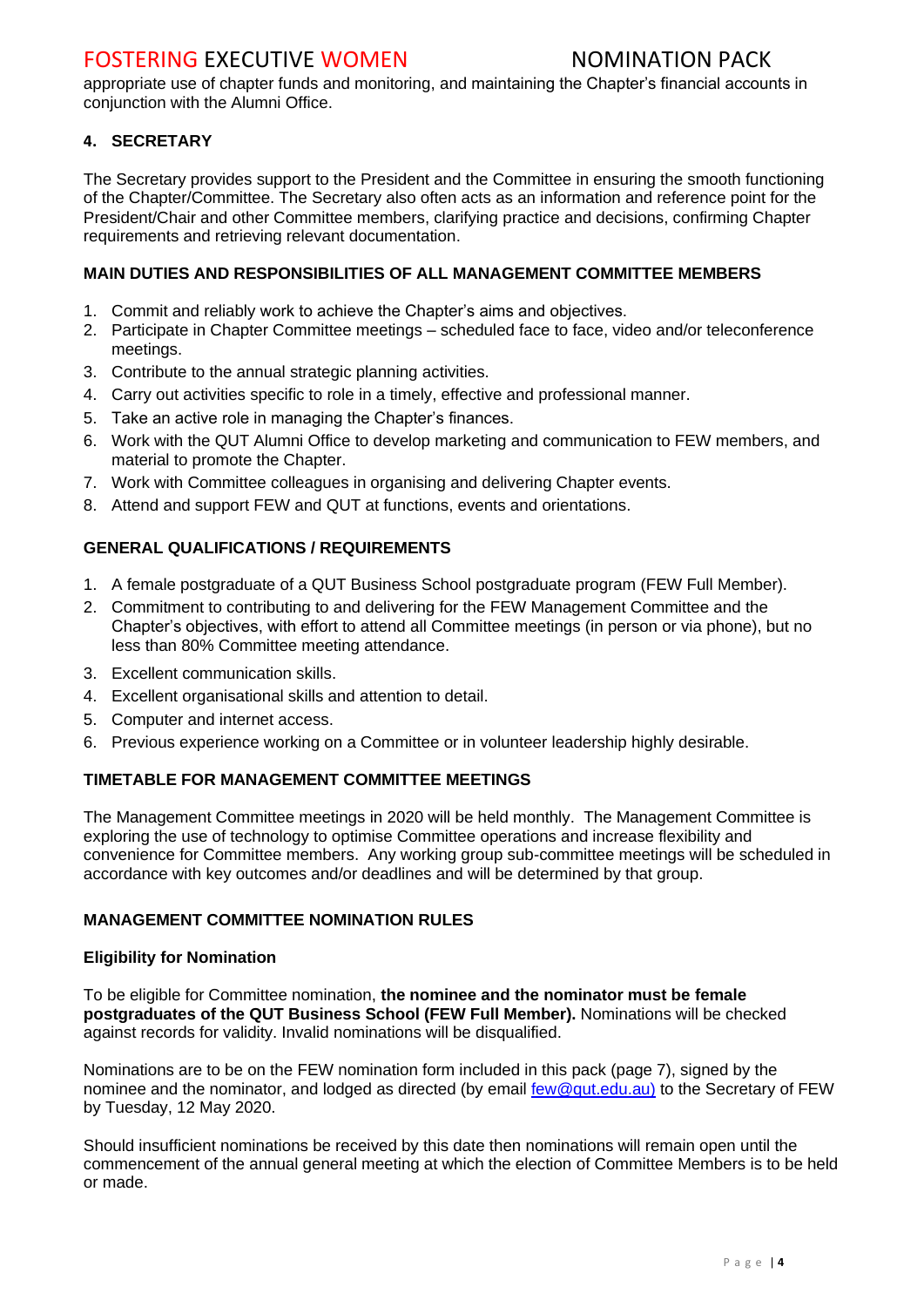appropriate use of chapter funds and monitoring, and maintaining the Chapter's financial accounts in conjunction with the Alumni Office.

### 4. SECRETARY

The Secretary provides support to the President and the Committee in ensuring the smooth functioning of the Chapter/Committee. The Secretary also often acts as an information and reference point for the President/Chair and other Committee members, clarifying practice and decisions, confirming Chapter requirements and retrieving relevant documentation.

### MAIN DUTIES AND RESPONSIBILITIES OF ALL MANAGEMENT COMMITTEE MEMBERS

1. Commit and reliably work to achieve the Chapter's aims and objectives.
2. Participate in Chapter Committee meetings – scheduled face to face, video and/or teleconference meetings.
3. Contribute to the annual strategic planning activities.
4. Carry out activities specific to role in a timely, effective and professional manner.
5. Take an active role in managing the Chapter's finances.
6. Work with the QUT Alumni Office to develop marketing and communication to FEW members, and material to promote the Chapter.
7. Work with Committee colleagues in organising and delivering Chapter events.
8. Attend and support FEW and QUT at functions, events and orientations.

### GENERAL QUALIFICATIONS / REQUIREMENTS

1. A female postgraduate of a QUT Business School postgraduate program (FEW Full Member).
2. Commitment to contributing to and delivering for the FEW Management Committee and the Chapter's objectives, with effort to attend all Committee meetings (in person or via phone), but no less than 80% Committee meeting attendance.
3. Excellent communication skills.
4. Excellent organisational skills and attention to detail.
5. Computer and internet access.
6. Previous experience working on a Committee or in volunteer leadership highly desirable.

### TIMETABLE FOR MANAGEMENT COMMITTEE MEETINGS

The Management Committee meetings in 2020 will be held monthly. The Management Committee is exploring the use of technology to optimise Committee operations and increase flexibility and convenience for Committee members. Any working group sub-committee meetings will be scheduled in accordance with key outcomes and/or deadlines and will be determined by that group.

### MANAGEMENT COMMITTEE NOMINATION RULES

#### Eligibility for Nomination

To be eligible for Committee nomination, **the nominee and the nominator must be female postgraduates of the QUT Business School (FEW Full Member).** Nominations will be checked against records for validity. Invalid nominations will be disqualified.

Nominations are to be on the FEW nomination form included in this pack (page 7), signed by the nominee and the nominator, and lodged as directed (by email few@qut.edu.au) to the Secretary of FEW by Tuesday, 12 May 2020.

Should insufficient nominations be received by this date then nominations will remain open until the commencement of the annual general meeting at which the election of Committee Members is to be held or made.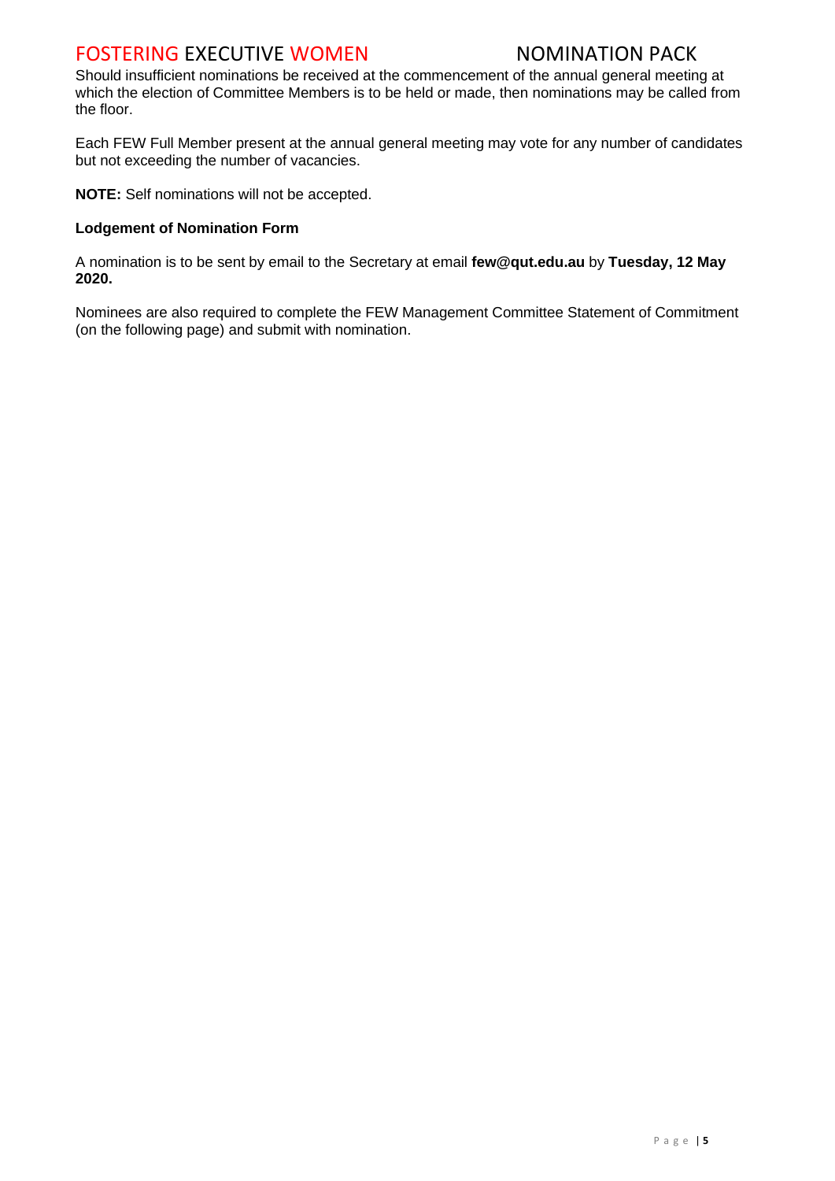Should insufficient nominations be received at the commencement of the annual general meeting at which the election of Committee Members is to be held or made, then nominations may be called from the floor.

Each FEW Full Member present at the annual general meeting may vote for any number of candidates but not exceeding the number of vacancies.

**NOTE:** Self nominations will not be accepted.

**Lodgement of Nomination Form**

A nomination is to be sent by email to the Secretary at email **few@qut.edu.au** by **Tuesday, 12 May 2020.**

Nominees are also required to complete the FEW Management Committee Statement of Commitment (on the following page) and submit with nomination.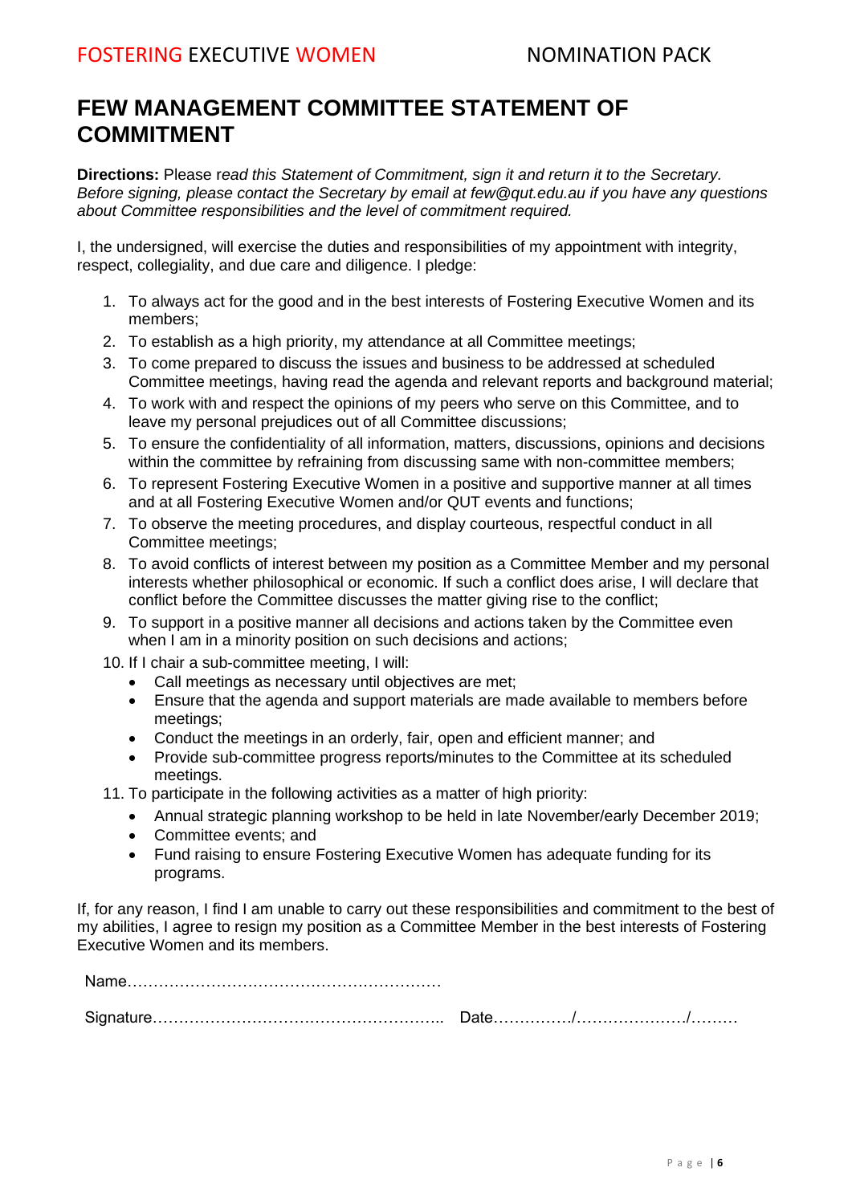# FEW MANAGEMENT COMMITTEE STATEMENT OF COMMITMENT

**Directions:** Please r*ead this Statement of Commitment, sign it and return it to the Secretary. Before signing, please contact the Secretary by email at few@qut.edu.au if you have any questions about Committee responsibilities and the level of commitment required.*

I, the undersigned, will exercise the duties and responsibilities of my appointment with integrity, respect, collegiality, and due care and diligence. I pledge:

1. To always act for the good and in the best interests of Fostering Executive Women and its members;
2. To establish as a high priority, my attendance at all Committee meetings;
3. To come prepared to discuss the issues and business to be addressed at scheduled Committee meetings, having read the agenda and relevant reports and background material;
4. To work with and respect the opinions of my peers who serve on this Committee, and to leave my personal prejudices out of all Committee discussions;
5. To ensure the confidentiality of all information, matters, discussions, opinions and decisions within the committee by refraining from discussing same with non-committee members;
6. To represent Fostering Executive Women in a positive and supportive manner at all times and at all Fostering Executive Women and/or QUT events and functions;
7. To observe the meeting procedures, and display courteous, respectful conduct in all Committee meetings;
8. To avoid conflicts of interest between my position as a Committee Member and my personal interests whether philosophical or economic. If such a conflict does arise, I will declare that conflict before the Committee discusses the matter giving rise to the conflict;
9. To support in a positive manner all decisions and actions taken by the Committee even when I am in a minority position on such decisions and actions;
10. If I chair a sub-committee meeting, I will:
    - Call meetings as necessary until objectives are met;
    - Ensure that the agenda and support materials are made available to members before meetings;
    - Conduct the meetings in an orderly, fair, open and efficient manner; and
    - Provide sub-committee progress reports/minutes to the Committee at its scheduled meetings.
11. To participate in the following activities as a matter of high priority:
    - Annual strategic planning workshop to be held in late November/early December 2019;
    - Committee events; and
    - Fund raising to ensure Fostering Executive Women has adequate funding for its programs.

If, for any reason, I find I am unable to carry out these responsibilities and commitment to the best of my abilities, I agree to resign my position as a Committee Member in the best interests of Fostering Executive Women and its members.

Name…………………………………………………

Signature……………………………………………….. Date……………/…………………/………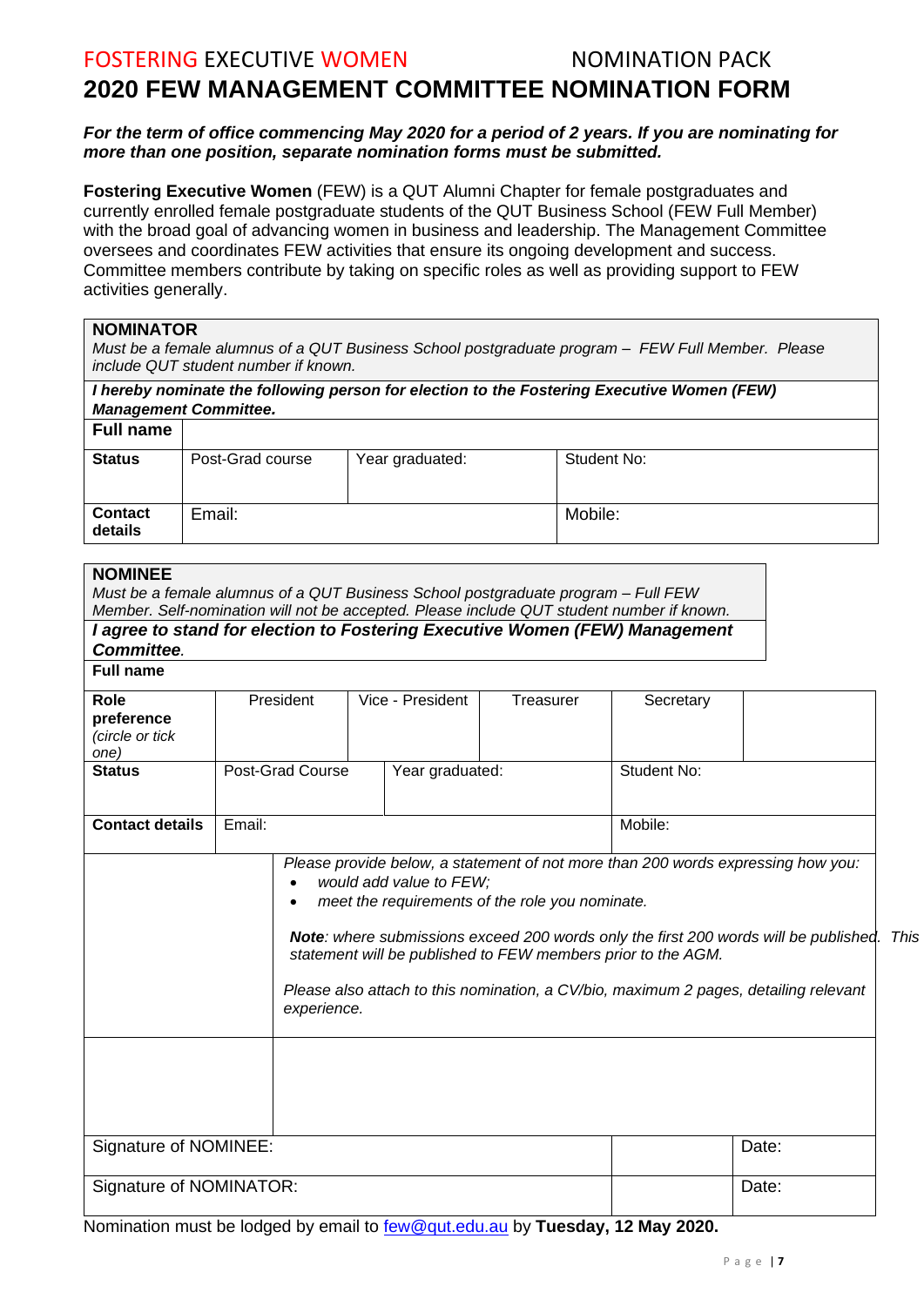FOSTERING EXECUTIVE WOMEN NOMINATION PACK

# 2020 FEW MANAGEMENT COMMITTEE NOMINATION FORM

***For the term of office commencing May 2020 for a period of 2 years. If you are nominating for more than one position, separate nomination forms must be submitted.***

**Fostering Executive Women** (FEW) is a QUT Alumni Chapter for female postgraduates and currently enrolled female postgraduate students of the QUT Business School (FEW Full Member) with the broad goal of advancing women in business and leadership. The Management Committee oversees and coordinates FEW activities that ensure its ongoing development and success. Committee members contribute by taking on specific roles as well as providing support to FEW activities generally.

| | | | |
|---|---|---|---|
| **NOMINATOR**<br>*Must be a female alumnus of a QUT Business School postgraduate program – FEW Full Member. Please include QUT student number if known.* | | | |
| ***I hereby nominate the following person for election to the Fostering Executive Women (FEW) Management Committee.*** | | | |
| **Full name** | | | |
| **Status** | Post-Grad course | Year graduated: | Student No: |
| **Contact details** | Email: | | Mobile: |

| | | | | | |
|---|---|---|---|---|---|
| **NOMINEE**<br>*Must be a female alumnus of a QUT Business School postgraduate program – Full FEW Member. Self-nomination will not be accepted. Please include QUT student number if known.* | | | | | |
| ***I agree to stand for election to Fostering Executive Women (FEW) Management Committee.*** | | | | | |
| **Full name** | | | | | |
| **Role preference** *(circle or tick one)* | President | Vice - President | Treasurer | Secretary | |
| **Status** | Post-Grad Course | Year graduated: | | Student No: | |
| **Contact details** | Email: | | | Mobile: | |
| | *Please provide below, a statement of not more than 200 words expressing how you:*<br>• *would add value to FEW;*<br>• *meet the requirements of the role you nominate.*<br><br>***Note****: where submissions exceed 200 words only the first 200 words will be published. This statement will be published to FEW members prior to the AGM.*<br><br>*Please also attach to this nomination, a CV/bio, maximum 2 pages, detailing relevant experience.* | | | | |
| | | | | | |
| Signature of NOMINEE: | | | | Date: | |
| Signature of NOMINATOR: | | | | Date: | |

Nomination must be lodged by email to [few@qut.edu.au](mailto:few@qut.edu.au) by **Tuesday, 12 May 2020.**